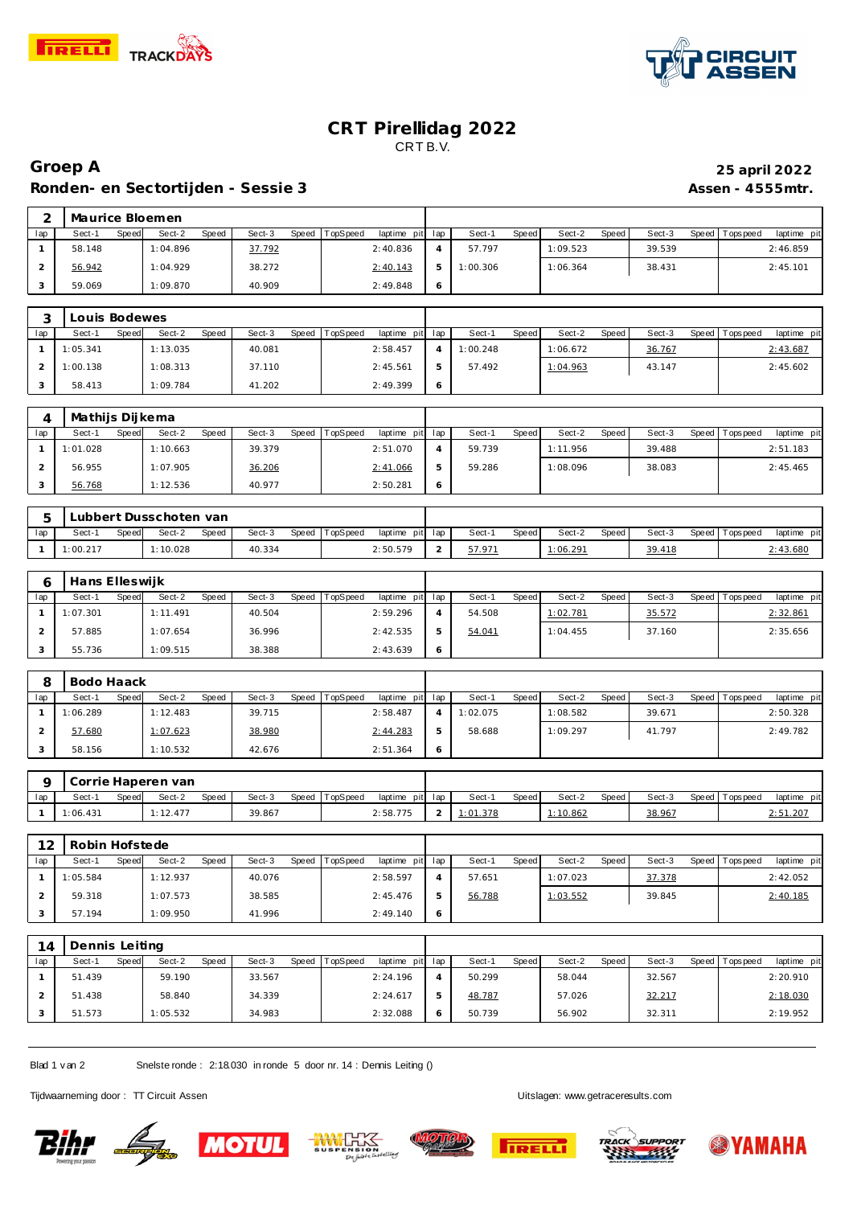# CRT Pirellidag 2022

CRT B.V.

## Groep A

**Ronden- en Sectortijden - Sessie 3**

**25 april 2022**

**Assen - 4555mtr.**

### 2 Maurice Bloemen

| lap | Sect-1 | Speed | Sect-2 | Speed | Sect-3 | Speed | TopSpeed | laptime pit | lap | Sect-1 | Speed | Sect-2 | Speed | Sect-3 | Speed | Topspeed | laptime pit |
|---|---|---|---|---|---|---|---|---|---|---|---|---|---|---|---|---|---|
| 1 | 58.148 | | 1:04.896 | | 37.792 | | | 2:40.836 | 4 | 57.797 | | 1:09.523 | | 39.539 | | | 2:46.859 |
| 2 | 56.942 | | 1:04.929 | | 38.272 | | | 2:40.143 | 5 | 1:00.306 | | 1:06.364 | | 38.431 | | | 2:45.101 |
| 3 | 59.069 | | 1:09.870 | | 40.909 | | | 2:49.848 | 6 | | | | | | | | |

### 3 Louis Bodewes

| lap | Sect-1 | Speed | Sect-2 | Speed | Sect-3 | Speed | TopSpeed | laptime pit | lap | Sect-1 | Speed | Sect-2 | Speed | Sect-3 | Speed | Topspeed | laptime pit |
|---|---|---|---|---|---|---|---|---|---|---|---|---|---|---|---|---|---|
| 1 | 1:05.341 | | 1:13.035 | | 40.081 | | | 2:58.457 | 4 | 1:00.248 | | 1:06.672 | | 36.767 | | | 2:43.687 |
| 2 | 1:00.138 | | 1:08.313 | | 37.110 | | | 2:45.561 | 5 | 57.492 | | 1:04.963 | | 43.147 | | | 2:45.602 |
| 3 | 58.413 | | 1:09.784 | | 41.202 | | | 2:49.399 | 6 | | | | | | | | |

### 4 Mathijs Dijkema

| lap | Sect-1 | Speed | Sect-2 | Speed | Sect-3 | Speed | TopSpeed | laptime pit | lap | Sect-1 | Speed | Sect-2 | Speed | Sect-3 | Speed | Topspeed | laptime pit |
|---|---|---|---|---|---|---|---|---|---|---|---|---|---|---|---|---|---|
| 1 | 1:01.028 | | 1:10.663 | | 39.379 | | | 2:51.070 | 4 | 59.739 | | 1:11.956 | | 39.488 | | | 2:51.183 |
| 2 | 56.955 | | 1:07.905 | | 36.206 | | | 2:41.066 | 5 | 59.286 | | 1:08.096 | | 38.083 | | | 2:45.465 |
| 3 | 56.768 | | 1:12.536 | | 40.977 | | | 2:50.281 | 6 | | | | | | | | |

### 5 Lubbert Dusschoten van

| lap | Sect-1 | Speed | Sect-2 | Speed | Sect-3 | Speed | TopSpeed | laptime pit | lap | Sect-1 | Speed | Sect-2 | Speed | Sect-3 | Speed | Topspeed | laptime pit |
|---|---|---|---|---|---|---|---|---|---|---|---|---|---|---|---|---|---|
| 1 | 1:00.217 | | 1:10.028 | | 40.334 | | | 2:50.579 | 2 | 57.971 | | 1:06.291 | | 39.418 | | | 2:43.680 |

### 6 Hans Elleswijk

| lap | Sect-1 | Speed | Sect-2 | Speed | Sect-3 | Speed | TopSpeed | laptime pit | lap | Sect-1 | Speed | Sect-2 | Speed | Sect-3 | Speed | Topspeed | laptime pit |
|---|---|---|---|---|---|---|---|---|---|---|---|---|---|---|---|---|---|
| 1 | 1:07.301 | | 1:11.491 | | 40.504 | | | 2:59.296 | 4 | 54.508 | | 1:02.781 | | 35.572 | | | 2:32.861 |
| 2 | 57.885 | | 1:07.654 | | 36.996 | | | 2:42.535 | 5 | 54.041 | | 1:04.455 | | 37.160 | | | 2:35.656 |
| 3 | 55.736 | | 1:09.515 | | 38.388 | | | 2:43.639 | 6 | | | | | | | | |

### 8 Bodo Haack

| lap | Sect-1 | Speed | Sect-2 | Speed | Sect-3 | Speed | TopSpeed | laptime pit | lap | Sect-1 | Speed | Sect-2 | Speed | Sect-3 | Speed | Topspeed | laptime pit |
|---|---|---|---|---|---|---|---|---|---|---|---|---|---|---|---|---|---|
| 1 | 1:06.289 | | 1:12.483 | | 39.715 | | | 2:58.487 | 4 | 1:02.075 | | 1:08.582 | | 39.671 | | | 2:50.328 |
| 2 | 57.680 | | 1:07.623 | | 38.980 | | | 2:44.283 | 5 | 58.688 | | 1:09.297 | | 41.797 | | | 2:49.782 |
| 3 | 58.156 | | 1:10.532 | | 42.676 | | | 2:51.364 | 6 | | | | | | | | |

### 9 Corrie Haperen van

| lap | Sect-1 | Speed | Sect-2 | Speed | Sect-3 | Speed | TopSpeed | laptime pit | lap | Sect-1 | Speed | Sect-2 | Speed | Sect-3 | Speed | Topspeed | laptime pit |
|---|---|---|---|---|---|---|---|---|---|---|---|---|---|---|---|---|---|
| 1 | 1:06.431 | | 1:12.477 | | 39.867 | | | 2:58.775 | 2 | 1:01.378 | | 1:10.862 | | 38.967 | | | 2:51.207 |

### 12 Robin Hofstede

| lap | Sect-1 | Speed | Sect-2 | Speed | Sect-3 | Speed | TopSpeed | laptime pit | lap | Sect-1 | Speed | Sect-2 | Speed | Sect-3 | Speed | Topspeed | laptime pit |
|---|---|---|---|---|---|---|---|---|---|---|---|---|---|---|---|---|---|
| 1 | 1:05.584 | | 1:12.937 | | 40.076 | | | 2:58.597 | 4 | 57.651 | | 1:07.023 | | 37.378 | | | 2:42.052 |
| 2 | 59.318 | | 1:07.573 | | 38.585 | | | 2:45.476 | 5 | 56.788 | | 1:03.552 | | 39.845 | | | 2:40.185 |
| 3 | 57.194 | | 1:09.950 | | 41.996 | | | 2:49.140 | 6 | | | | | | | | |

### 14 Dennis Leiting

| lap | Sect-1 | Speed | Sect-2 | Speed | Sect-3 | Speed | TopSpeed | laptime pit | lap | Sect-1 | Speed | Sect-2 | Speed | Sect-3 | Speed | Topspeed | laptime pit |
|---|---|---|---|---|---|---|---|---|---|---|---|---|---|---|---|---|---|
| 1 | 51.439 | | 59.190 | | 33.567 | | | 2:24.196 | 4 | 50.299 | | 58.044 | | 32.567 | | | 2:20.910 |
| 2 | 51.438 | | 58.840 | | 34.339 | | | 2:24.617 | 5 | 48.787 | | 57.026 | | 32.217 | | | 2:18.030 |
| 3 | 51.573 | | 1:05.532 | | 34.983 | | | 2:32.088 | 6 | 50.739 | | 56.902 | | 32.311 | | | 2:19.952 |

Snelste ronde : 2:18.030 in ronde 5 door nr. 14 : Dennis Leiting ()

Tijdwaarneming door : TT Circuit Assen

Uitslagen: www.getraceresults.com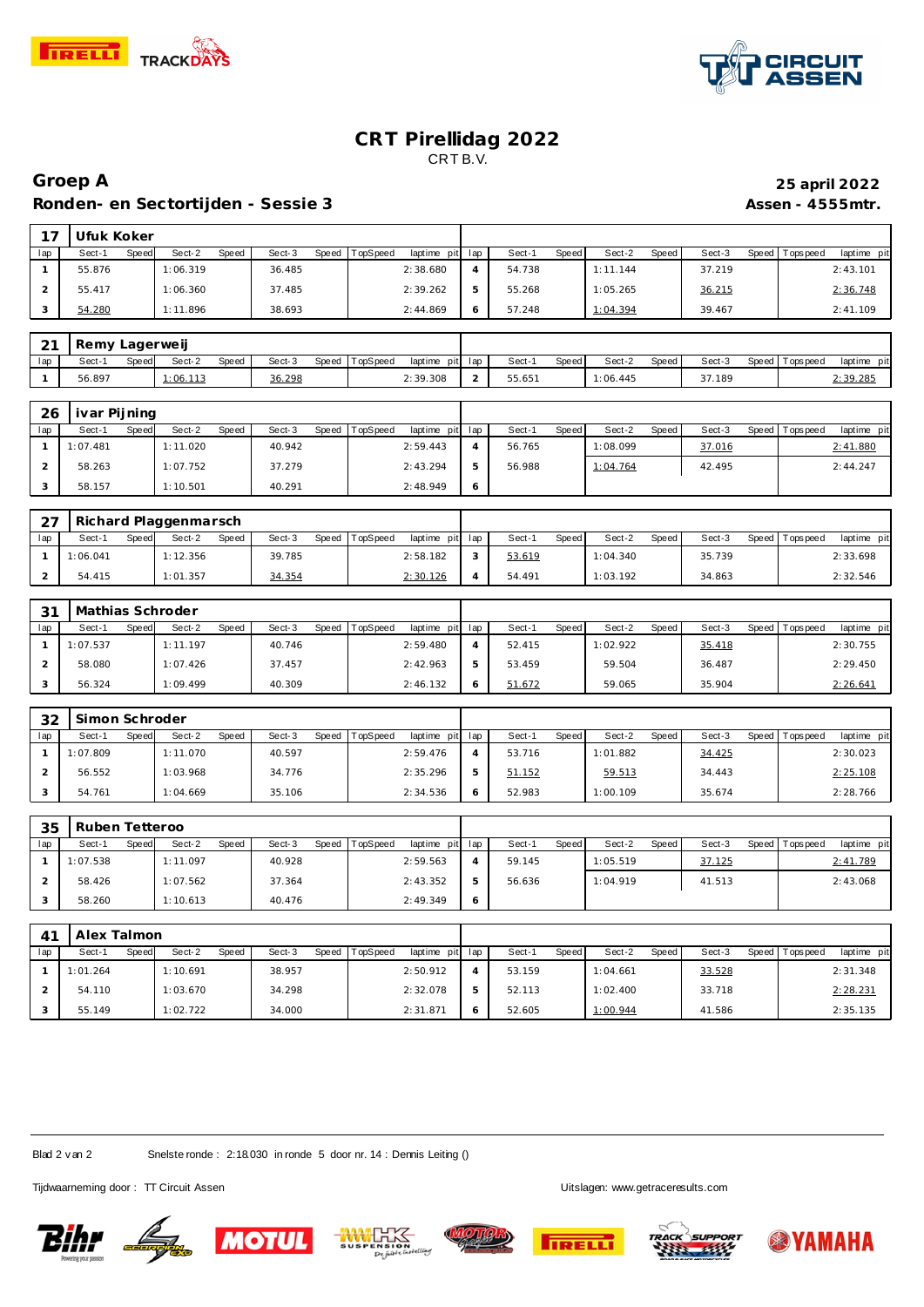# CRT Pirellidag 2022

CRT B.V.

## Groep A

**25 april 2022**

### Ronden- en Sectortijden - Sessie 3

**Assen - 4555mtr.**

| 17 | Ufuk Koker | | | | | | | | | | | | | | | |
|---|---|---|---|---|---|---|---|---|---|---|---|---|---|---|---|---|
| lap | Sect-1 | Speed | Sect-2 | Speed | Sect-3 | Speed | TopSpeed | laptime pit | lap | Sect-1 | Speed | Sect-2 | Speed | Sect-3 | Speed | Topspeed | laptime pit |
| 1 | 55.876 | | 1:06.319 | | 36.485 | | | 2:38.680 | 4 | 54.738 | | 1:11.144 | | 37.219 | | | 2:43.101 |
| 2 | 55.417 | | 1:06.360 | | 37.485 | | | 2:39.262 | 5 | 55.268 | | 1:05.265 | | 36.215 | | | 2:36.748 |
| 3 | 54.280 | | 1:11.896 | | 38.693 | | | 2:44.869 | 6 | 57.248 | | 1:04.394 | | 39.467 | | | 2:41.109 |

| 21 | Remy Lagerweij | | | | | | | | | | | | | | | | |
|---|---|---|---|---|---|---|---|---|---|---|---|---|---|---|---|---|---|
| lap | Sect-1 | Speed | Sect-2 | Speed | Sect-3 | Speed | TopSpeed | laptime pit | lap | Sect-1 | Speed | Sect-2 | Speed | Sect-3 | Speed | Topspeed | laptime pit |
| 1 | 56.897 | | 1:06.113 | | 36.298 | | | 2:39.308 | 2 | 55.651 | | 1:06.445 | | 37.189 | | | 2:39.285 |

| 26 | ivar Pijning | | | | | | | | | | | | | | | | |
|---|---|---|---|---|---|---|---|---|---|---|---|---|---|---|---|---|---|
| lap | Sect-1 | Speed | Sect-2 | Speed | Sect-3 | Speed | TopSpeed | laptime pit | lap | Sect-1 | Speed | Sect-2 | Speed | Sect-3 | Speed | Topspeed | laptime pit |
| 1 | 1:07.481 | | 1:11.020 | | 40.942 | | | 2:59.443 | 4 | 56.765 | | 1:08.099 | | 37.016 | | | 2:41.880 |
| 2 | 58.263 | | 1:07.752 | | 37.279 | | | 2:43.294 | 5 | 56.988 | | 1:04.764 | | 42.495 | | | 2:44.247 |
| 3 | 58.157 | | 1:10.501 | | 40.291 | | | 2:48.949 | 6 | | | | | | | | |

| 27 | Richard Plaggenmarsch | | | | | | | | | | | | | | | | |
|---|---|---|---|---|---|---|---|---|---|---|---|---|---|---|---|---|---|
| lap | Sect-1 | Speed | Sect-2 | Speed | Sect-3 | Speed | TopSpeed | laptime pit | lap | Sect-1 | Speed | Sect-2 | Speed | Sect-3 | Speed | Topspeed | laptime pit |
| 1 | 1:06.041 | | 1:12.356 | | 39.785 | | | 2:58.182 | 3 | 53.619 | | 1:04.340 | | 35.739 | | | 2:33.698 |
| 2 | 54.415 | | 1:01.357 | | 34.354 | | | 2:30.126 | 4 | 54.491 | | 1:03.192 | | 34.863 | | | 2:32.546 |

| 31 | Mathias Schroder | | | | | | | | | | | | | | | | |
|---|---|---|---|---|---|---|---|---|---|---|---|---|---|---|---|---|---|
| lap | Sect-1 | Speed | Sect-2 | Speed | Sect-3 | Speed | TopSpeed | laptime pit | lap | Sect-1 | Speed | Sect-2 | Speed | Sect-3 | Speed | Topspeed | laptime pit |
| 1 | 1:07.537 | | 1:11.197 | | 40.746 | | | 2:59.480 | 4 | 52.415 | | 1:02.922 | | 35.418 | | | 2:30.755 |
| 2 | 58.080 | | 1:07.426 | | 37.457 | | | 2:42.963 | 5 | 53.459 | | 59.504 | | 36.487 | | | 2:29.450 |
| 3 | 56.324 | | 1:09.499 | | 40.309 | | | 2:46.132 | 6 | 51.672 | | 59.065 | | 35.904 | | | 2:26.641 |

| 32 | Simon Schroder | | | | | | | | | | | | | | | | |
|---|---|---|---|---|---|---|---|---|---|---|---|---|---|---|---|---|---|
| lap | Sect-1 | Speed | Sect-2 | Speed | Sect-3 | Speed | TopSpeed | laptime pit | lap | Sect-1 | Speed | Sect-2 | Speed | Sect-3 | Speed | Topspeed | laptime pit |
| 1 | 1:07.809 | | 1:11.070 | | 40.597 | | | 2:59.476 | 4 | 53.716 | | 1:01.882 | | 34.425 | | | 2:30.023 |
| 2 | 56.552 | | 1:03.968 | | 34.776 | | | 2:35.296 | 5 | 51.152 | | 59.513 | | 34.443 | | | 2:25.108 |
| 3 | 54.761 | | 1:04.669 | | 35.106 | | | 2:34.536 | 6 | 52.983 | | 1:00.109 | | 35.674 | | | 2:28.766 |

| 35 | Ruben Tetteroo | | | | | | | | | | | | | | | | |
|---|---|---|---|---|---|---|---|---|---|---|---|---|---|---|---|---|---|
| lap | Sect-1 | Speed | Sect-2 | Speed | Sect-3 | Speed | TopSpeed | laptime pit | lap | Sect-1 | Speed | Sect-2 | Speed | Sect-3 | Speed | Topspeed | laptime pit |
| 1 | 1:07.538 | | 1:11.097 | | 40.928 | | | 2:59.563 | 4 | 59.145 | | 1:05.519 | | 37.125 | | | 2:41.789 |
| 2 | 58.426 | | 1:07.562 | | 37.364 | | | 2:43.352 | 5 | 56.636 | | 1:04.919 | | 41.513 | | | 2:43.068 |
| 3 | 58.260 | | 1:10.613 | | 40.476 | | | 2:49.349 | 6 | | | | | | | | |

| 41 | Alex Talmon | | | | | | | | | | | | | | | | |
|---|---|---|---|---|---|---|---|---|---|---|---|---|---|---|---|---|---|
| lap | Sect-1 | Speed | Sect-2 | Speed | Sect-3 | Speed | TopSpeed | laptime pit | lap | Sect-1 | Speed | Sect-2 | Speed | Sect-3 | Speed | Topspeed | laptime pit |
| 1 | 1:01.264 | | 1:10.691 | | 38.957 | | | 2:50.912 | 4 | 53.159 | | 1:04.661 | | 33.528 | | | 2:31.348 |
| 2 | 54.110 | | 1:03.670 | | 34.298 | | | 2:32.078 | 5 | 52.113 | | 1:02.400 | | 33.718 | | | 2:28.231 |
| 3 | 55.149 | | 1:02.722 | | 34.000 | | | 2:31.871 | 6 | 52.605 | | 1:00.944 | | 41.586 | | | 2:35.135 |

Snelste ronde : 2:18.030 in ronde 5 door nr. 14 : Dennis Leiting ()

Tijdwaarneming door : TT Circuit Assen

Uitslagen: www.getraceresults.com